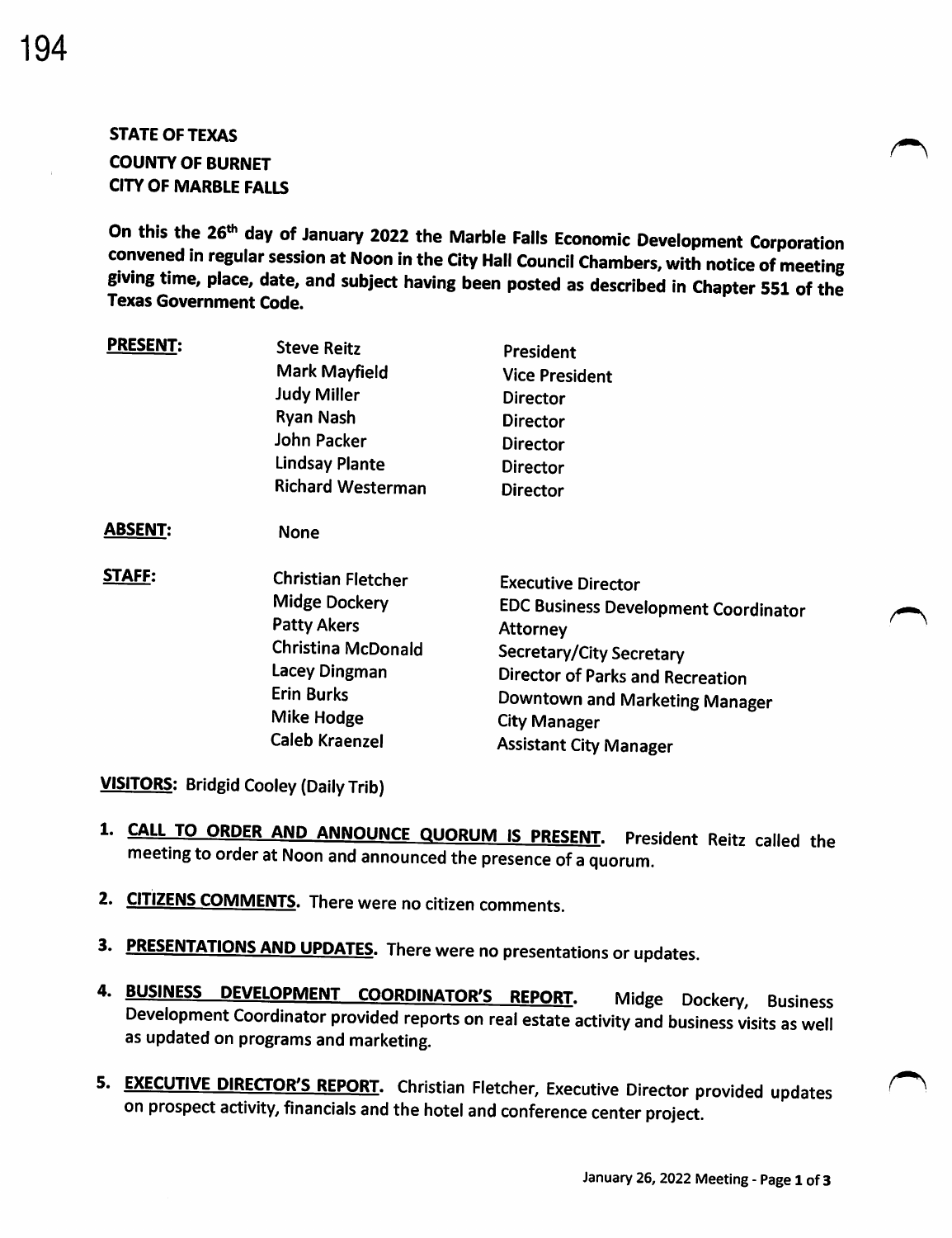**STATE OF TEXAS**
**COUNTY OF BURNET**
**CITY OF MARBLE FALLS**

**On this the 26th day of January 2022 the Marble Falls Economic Development Corporation convened in regular session at Noon in the City Hall Council Chambers, with notice of meeting giving time, place, date, and subject having been posted as described in Chapter 551 of the Texas Government Code.**

| | | |
|---|---|---|
| **PRESENT:** | Steve Reitz | President |
| | Mark Mayfield | Vice President |
| | Judy Miller | Director |
| | Ryan Nash | Director |
| | John Packer | Director |
| | Lindsay Plante | Director |
| | Richard Westerman | Director |
| **ABSENT:** | None | |
| **STAFF:** | Christian Fletcher | Executive Director |
| | Midge Dockery | EDC Business Development Coordinator |
| | Patty Akers | Attorney |
| | Christina McDonald | Secretary/City Secretary |
| | Lacey Dingman | Director of Parks and Recreation |
| | Erin Burks | Downtown and Marketing Manager |
| | Mike Hodge | City Manager |
| | Caleb Kraenzel | Assistant City Manager |

**VISITORS:** Bridgid Cooley (Daily Trib)

1. **CALL TO ORDER AND ANNOUNCE QUORUM IS PRESENT.** President Reitz called the meeting to order at Noon and announced the presence of a quorum.

2. **CITIZENS COMMENTS.** There were no citizen comments.

3. **PRESENTATIONS AND UPDATES.** There were no presentations or updates.

4. **BUSINESS DEVELOPMENT COORDINATOR'S REPORT.** Midge Dockery, Business Development Coordinator provided reports on real estate activity and business visits as well as updated on programs and marketing.

5. **EXECUTIVE DIRECTOR'S REPORT.** Christian Fletcher, Executive Director provided updates on prospect activity, financials and the hotel and conference center project.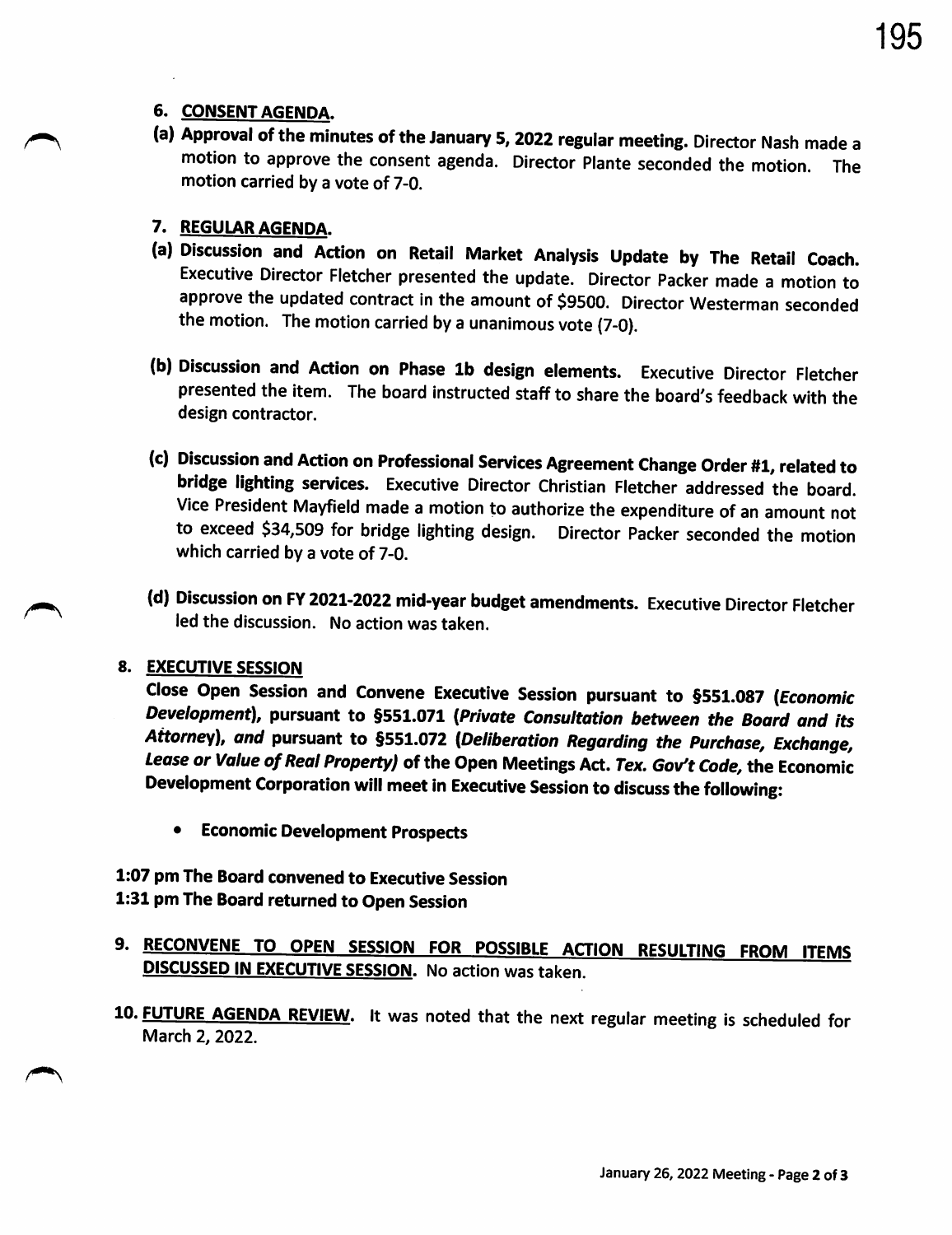**6. CONSENT AGENDA.**

**(a) Approval of the minutes of the January 5, 2022 regular meeting.** Director Nash made a motion to approve the consent agenda. Director Plante seconded the motion. The motion carried by a vote of 7-0.

**7. REGULAR AGENDA.**

**(a) Discussion and Action on Retail Market Analysis Update by The Retail Coach.** Executive Director Fletcher presented the update. Director Packer made a motion to approve the updated contract in the amount of $9500. Director Westerman seconded the motion. The motion carried by a unanimous vote (7-0).

**(b) Discussion and Action on Phase 1b design elements.** Executive Director Fletcher presented the item. The board instructed staff to share the board's feedback with the design contractor.

**(c) Discussion and Action on Professional Services Agreement Change Order #1, related to bridge lighting services.** Executive Director Christian Fletcher addressed the board. Vice President Mayfield made a motion to authorize the expenditure of an amount not to exceed $34,509 for bridge lighting design. Director Packer seconded the motion which carried by a vote of 7-0.

**(d) Discussion on FY 2021-2022 mid-year budget amendments.** Executive Director Fletcher led the discussion. No action was taken.

**8. EXECUTIVE SESSION**

**Close Open Session and Convene Executive Session pursuant to §551.087 (*Economic Development*), pursuant to §551.071 (*Private Consultation between the Board and its Attorney*), *and* pursuant to §551.072 (*Deliberation Regarding the Purchase, Exchange, Lease or Value of Real Property*) of the Open Meetings Act. *Tex. Gov't Code*, the Economic Development Corporation will meet in Executive Session to discuss the following:**

- **Economic Development Prospects**

**1:07 pm The Board convened to Executive Session**
**1:31 pm The Board returned to Open Session**

**9. RECONVENE TO OPEN SESSION FOR POSSIBLE ACTION RESULTING FROM ITEMS DISCUSSED IN EXECUTIVE SESSION.** No action was taken.

**10. FUTURE AGENDA REVIEW.** It was noted that the next regular meeting is scheduled for March 2, 2022.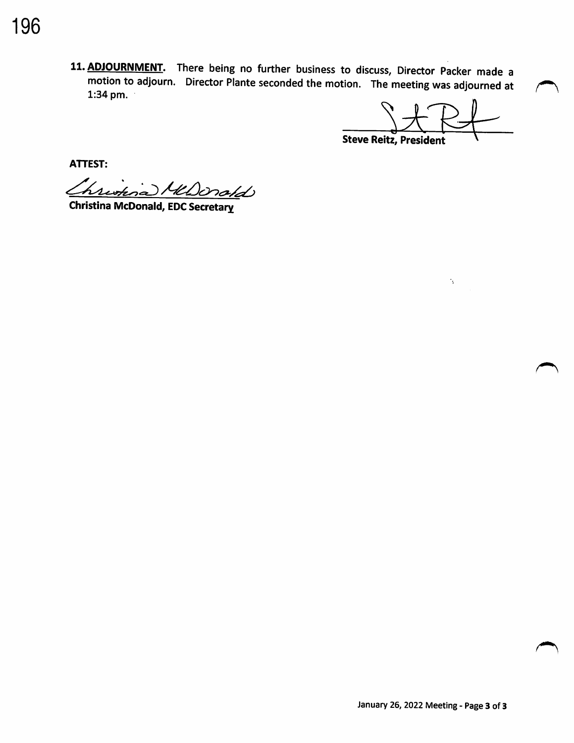11. **ADJOURNMENT.** There being no further business to discuss, Director Packer made a motion to adjourn. Director Plante seconded the motion. The meeting was adjourned at 1:34 pm.

**Steve Reitz, President**

**ATTEST:**

**Christina McDonald, EDC Secretary**